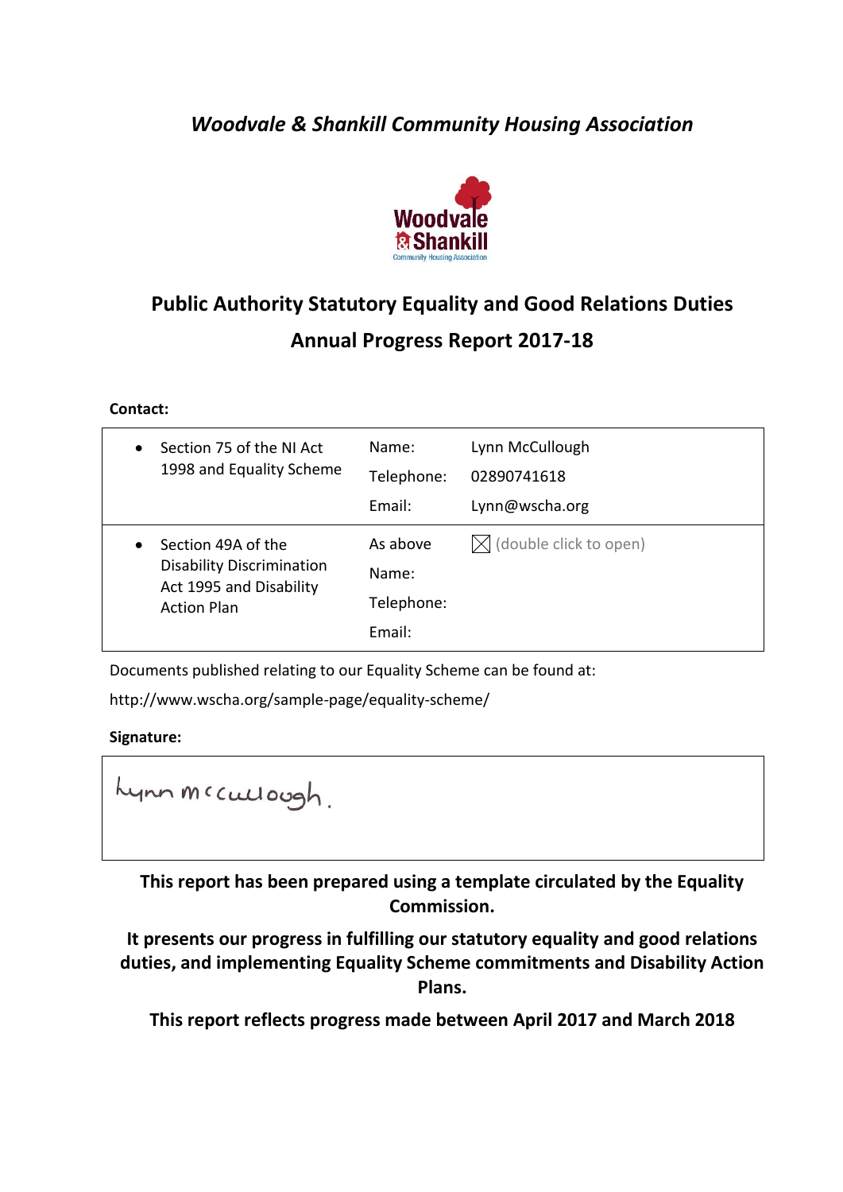*Woodvale & Shankill Community Housing Association*

# Public Authority Statutory Equality and Good Relations Duties

## Annual Progress Report 2017-18

**Contact:**

| | | |
|---|---|---|
| • Section 75 of the NI Act 1998 and Equality Scheme | Name:<br>Telephone:<br>Email: | Lynn McCullough<br>02890741618<br>Lynn@wscha.org |
| • Section 49A of the Disability Discrimination Act 1995 and Disability Action Plan | As above<br>Name:<br>Telephone:<br>Email: | ☒ (double click to open) |

Documents published relating to our Equality Scheme can be found at:

http://www.wscha.org/sample-page/equality-scheme/

**Signature:**

Lynn McCullough.

**This report has been prepared using a template circulated by the Equality Commission.**

**It presents our progress in fulfilling our statutory equality and good relations duties, and implementing Equality Scheme commitments and Disability Action Plans.**

**This report reflects progress made between April 2017 and March 2018**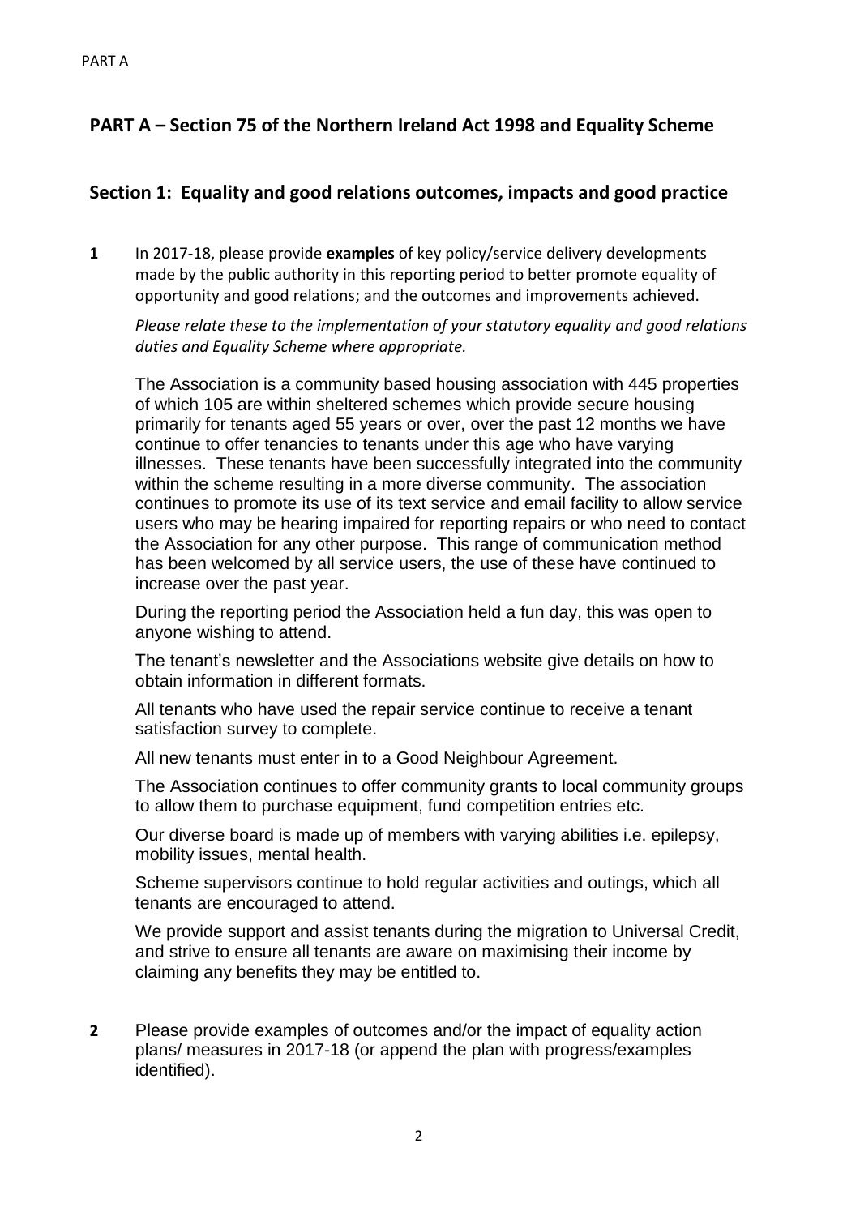## PART A – Section 75 of the Northern Ireland Act 1998 and Equality Scheme

### Section 1: Equality and good relations outcomes, impacts and good practice

**1** In 2017-18, please provide **examples** of key policy/service delivery developments made by the public authority in this reporting period to better promote equality of opportunity and good relations; and the outcomes and improvements achieved.

*Please relate these to the implementation of your statutory equality and good relations duties and Equality Scheme where appropriate.*

The Association is a community based housing association with 445 properties of which 105 are within sheltered schemes which provide secure housing primarily for tenants aged 55 years or over, over the past 12 months we have continue to offer tenancies to tenants under this age who have varying illnesses. These tenants have been successfully integrated into the community within the scheme resulting in a more diverse community. The association continues to promote its use of its text service and email facility to allow service users who may be hearing impaired for reporting repairs or who need to contact the Association for any other purpose. This range of communication method has been welcomed by all service users, the use of these have continued to increase over the past year.

During the reporting period the Association held a fun day, this was open to anyone wishing to attend.

The tenant's newsletter and the Associations website give details on how to obtain information in different formats.

All tenants who have used the repair service continue to receive a tenant satisfaction survey to complete.

All new tenants must enter in to a Good Neighbour Agreement.

The Association continues to offer community grants to local community groups to allow them to purchase equipment, fund competition entries etc.

Our diverse board is made up of members with varying abilities i.e. epilepsy, mobility issues, mental health.

Scheme supervisors continue to hold regular activities and outings, which all tenants are encouraged to attend.

We provide support and assist tenants during the migration to Universal Credit, and strive to ensure all tenants are aware on maximising their income by claiming any benefits they may be entitled to.

**2** Please provide examples of outcomes and/or the impact of equality action plans/ measures in 2017-18 (or append the plan with progress/examples identified).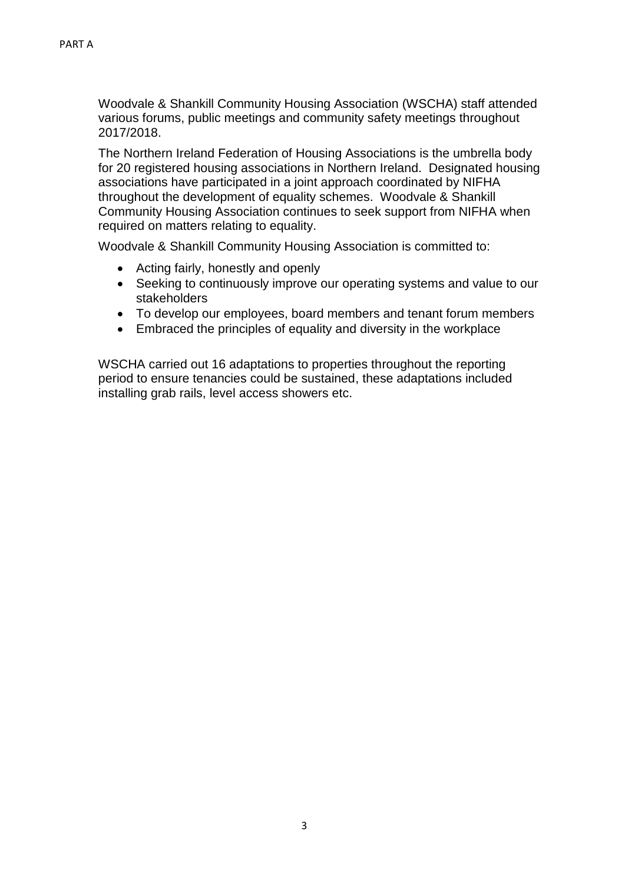Woodvale & Shankill Community Housing Association (WSCHA) staff attended various forums, public meetings and community safety meetings throughout 2017/2018.

The Northern Ireland Federation of Housing Associations is the umbrella body for 20 registered housing associations in Northern Ireland. Designated housing associations have participated in a joint approach coordinated by NIFHA throughout the development of equality schemes. Woodvale & Shankill Community Housing Association continues to seek support from NIFHA when required on matters relating to equality.

Woodvale & Shankill Community Housing Association is committed to:

- Acting fairly, honestly and openly
- Seeking to continuously improve our operating systems and value to our stakeholders
- To develop our employees, board members and tenant forum members
- Embraced the principles of equality and diversity in the workplace

WSCHA carried out 16 adaptations to properties throughout the reporting period to ensure tenancies could be sustained, these adaptations included installing grab rails, level access showers etc.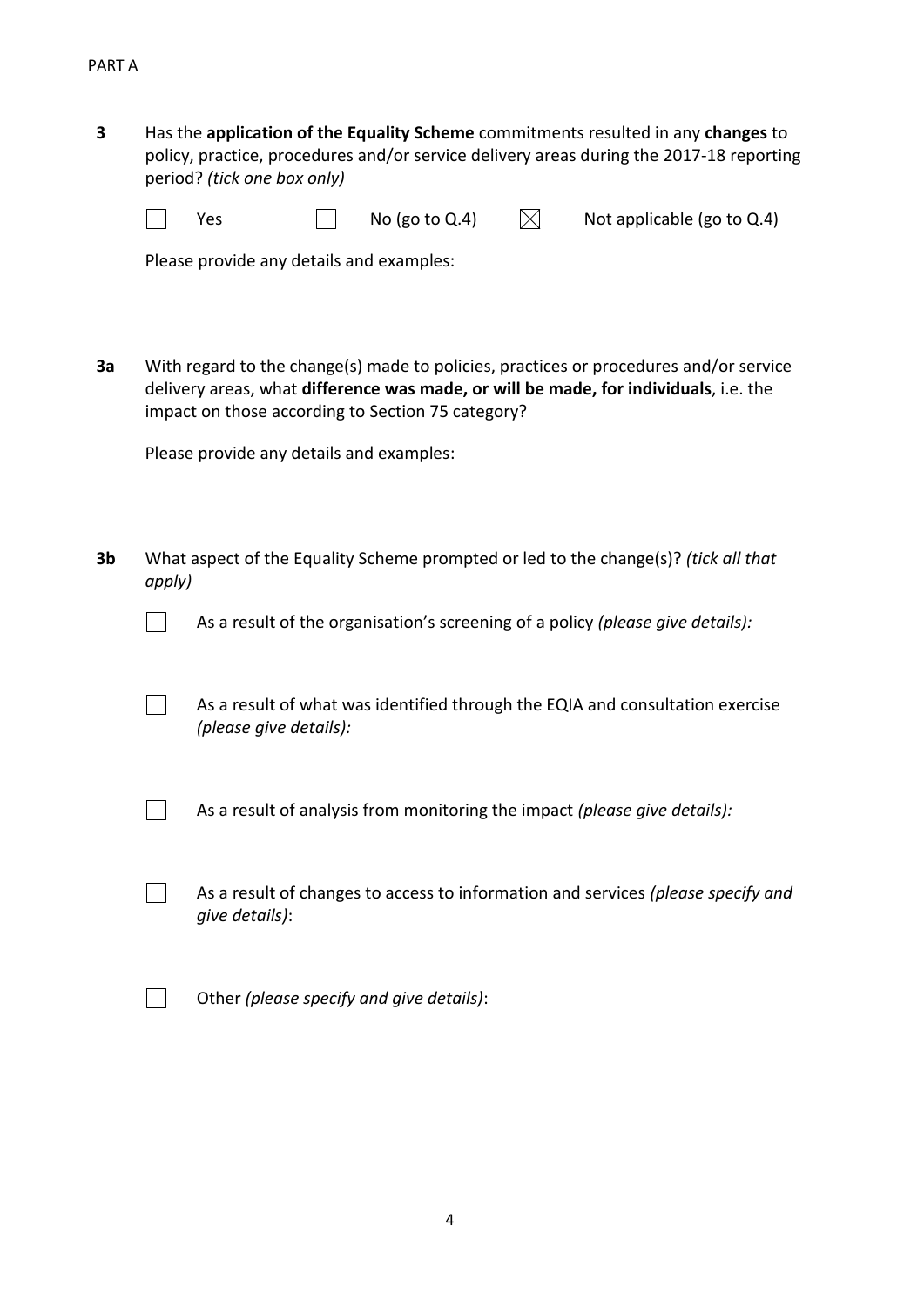PART A

**3** Has the **application of the Equality Scheme** commitments resulted in any **changes** to policy, practice, procedures and/or service delivery areas during the 2017-18 reporting period? *(tick one box only)*

☐ Yes ☐ No (go to Q.4) ☒ Not applicable (go to Q.4)

Please provide any details and examples:

**3a** With regard to the change(s) made to policies, practices or procedures and/or service delivery areas, what **difference was made, or will be made, for individuals**, i.e. the impact on those according to Section 75 category?

Please provide any details and examples:

**3b** What aspect of the Equality Scheme prompted or led to the change(s)? *(tick all that apply)*

☐ As a result of the organisation's screening of a policy *(please give details):*

☐ As a result of what was identified through the EQIA and consultation exercise *(please give details):*

☐ As a result of analysis from monitoring the impact *(please give details):*

☐ As a result of changes to access to information and services *(please specify and give details)*:

☐ Other *(please specify and give details)*: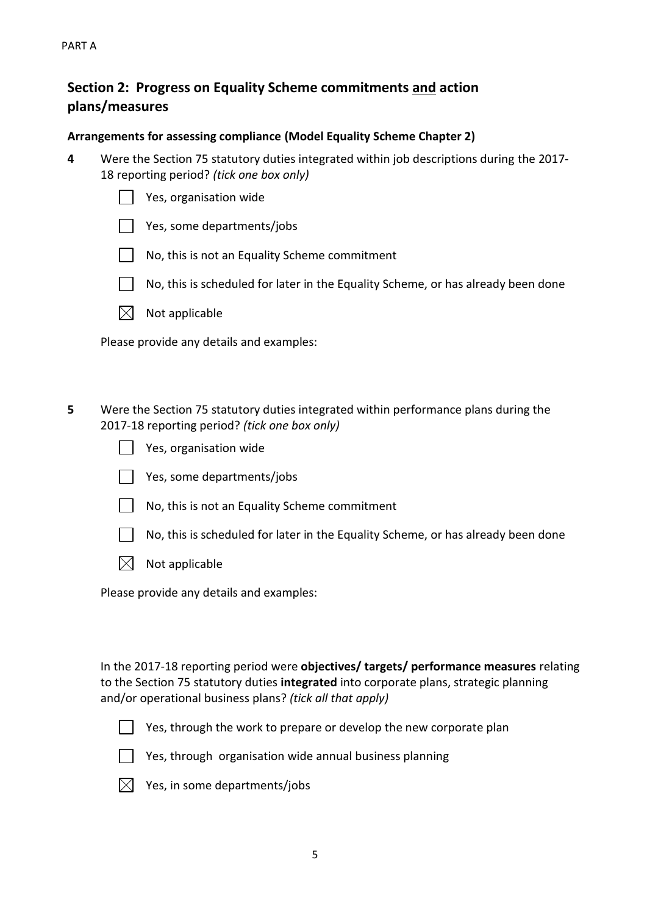PART A

## Section 2: Progress on Equality Scheme commitments <u>and</u> action plans/measures

### Arrangements for assessing compliance (Model Equality Scheme Chapter 2)

**4** Were the Section 75 statutory duties integrated within job descriptions during the 2017-18 reporting period? *(tick one box only)*

- ☐ Yes, organisation wide
- ☐ Yes, some departments/jobs
- ☐ No, this is not an Equality Scheme commitment
- ☐ No, this is scheduled for later in the Equality Scheme, or has already been done
- ☒ Not applicable

Please provide any details and examples:

**5** Were the Section 75 statutory duties integrated within performance plans during the 2017-18 reporting period? *(tick one box only)*

- ☐ Yes, organisation wide
- ☐ Yes, some departments/jobs
- ☐ No, this is not an Equality Scheme commitment
- ☐ No, this is scheduled for later in the Equality Scheme, or has already been done
- ☒ Not applicable

Please provide any details and examples:

In the 2017-18 reporting period were **objectives/ targets/ performance measures** relating to the Section 75 statutory duties **integrated** into corporate plans, strategic planning and/or operational business plans? *(tick all that apply)*

- ☐ Yes, through the work to prepare or develop the new corporate plan
- ☐ Yes, through organisation wide annual business planning
- ☒ Yes, in some departments/jobs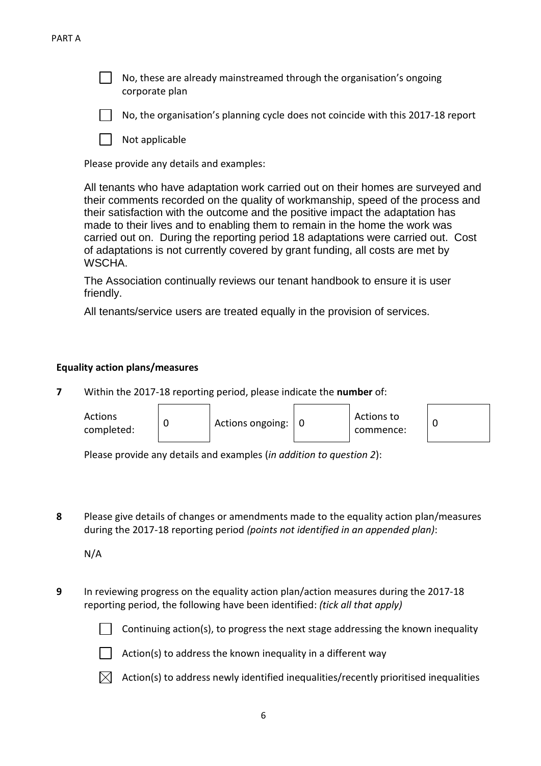PART A

- [ ] No, these are already mainstreamed through the organisation's ongoing corporate plan
- [ ] No, the organisation's planning cycle does not coincide with this 2017-18 report
- [ ] Not applicable

Please provide any details and examples:

All tenants who have adaptation work carried out on their homes are surveyed and their comments recorded on the quality of workmanship, speed of the process and their satisfaction with the outcome and the positive impact the adaptation has made to their lives and to enabling them to remain in the home the work was carried out on. During the reporting period 18 adaptations were carried out. Cost of adaptations is not currently covered by grant funding, all costs are met by WSCHA.

The Association continually reviews our tenant handbook to ensure it is user friendly.

All tenants/service users are treated equally in the provision of services.

**Equality action plans/measures**

**7** Within the 2017-18 reporting period, please indicate the **number** of:

| Actions completed: | 0 | Actions ongoing: | 0 | Actions to commence: | 0 |
|---|---|---|---|---|---|

Please provide any details and examples (*in addition to question 2*):

**8** Please give details of changes or amendments made to the equality action plan/measures during the 2017-18 reporting period *(points not identified in an appended plan)*:

N/A

**9** In reviewing progress on the equality action plan/action measures during the 2017-18 reporting period, the following have been identified: *(tick all that apply)*

- [ ] Continuing action(s), to progress the next stage addressing the known inequality
- [ ] Action(s) to address the known inequality in a different way
- [x] Action(s) to address newly identified inequalities/recently prioritised inequalities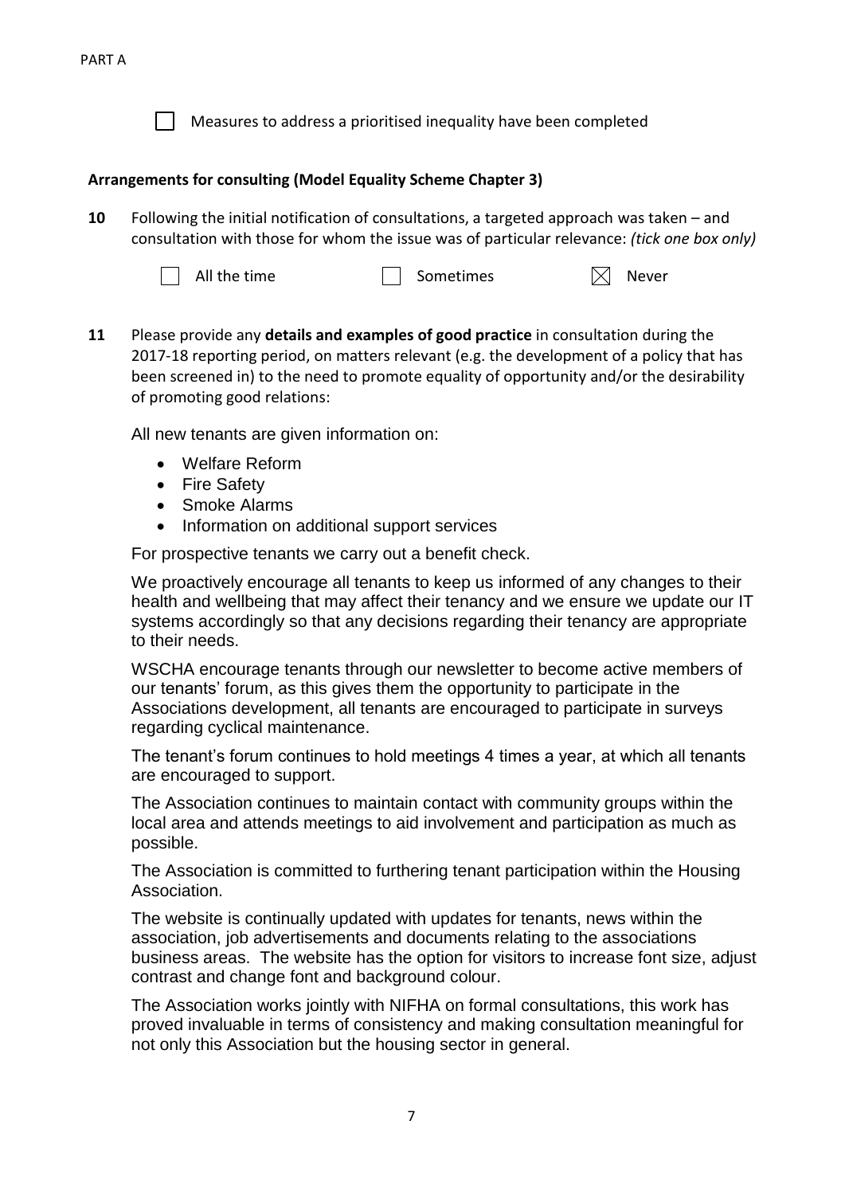PART A

☐ Measures to address a prioritised inequality have been completed

**Arrangements for consulting (Model Equality Scheme Chapter 3)**

**10** Following the initial notification of consultations, a targeted approach was taken – and consultation with those for whom the issue was of particular relevance: *(tick one box only)*

☐ All the time ☐ Sometimes ☒ Never

**11** Please provide any **details and examples of good practice** in consultation during the 2017-18 reporting period, on matters relevant (e.g. the development of a policy that has been screened in) to the need to promote equality of opportunity and/or the desirability of promoting good relations:

All new tenants are given information on:

- Welfare Reform
- Fire Safety
- Smoke Alarms
- Information on additional support services

For prospective tenants we carry out a benefit check.

We proactively encourage all tenants to keep us informed of any changes to their health and wellbeing that may affect their tenancy and we ensure we update our IT systems accordingly so that any decisions regarding their tenancy are appropriate to their needs.

WSCHA encourage tenants through our newsletter to become active members of our tenants' forum, as this gives them the opportunity to participate in the Associations development, all tenants are encouraged to participate in surveys regarding cyclical maintenance.

The tenant's forum continues to hold meetings 4 times a year, at which all tenants are encouraged to support.

The Association continues to maintain contact with community groups within the local area and attends meetings to aid involvement and participation as much as possible.

The Association is committed to furthering tenant participation within the Housing Association.

The website is continually updated with updates for tenants, news within the association, job advertisements and documents relating to the associations business areas. The website has the option for visitors to increase font size, adjust contrast and change font and background colour.

The Association works jointly with NIFHA on formal consultations, this work has proved invaluable in terms of consistency and making consultation meaningful for not only this Association but the housing sector in general.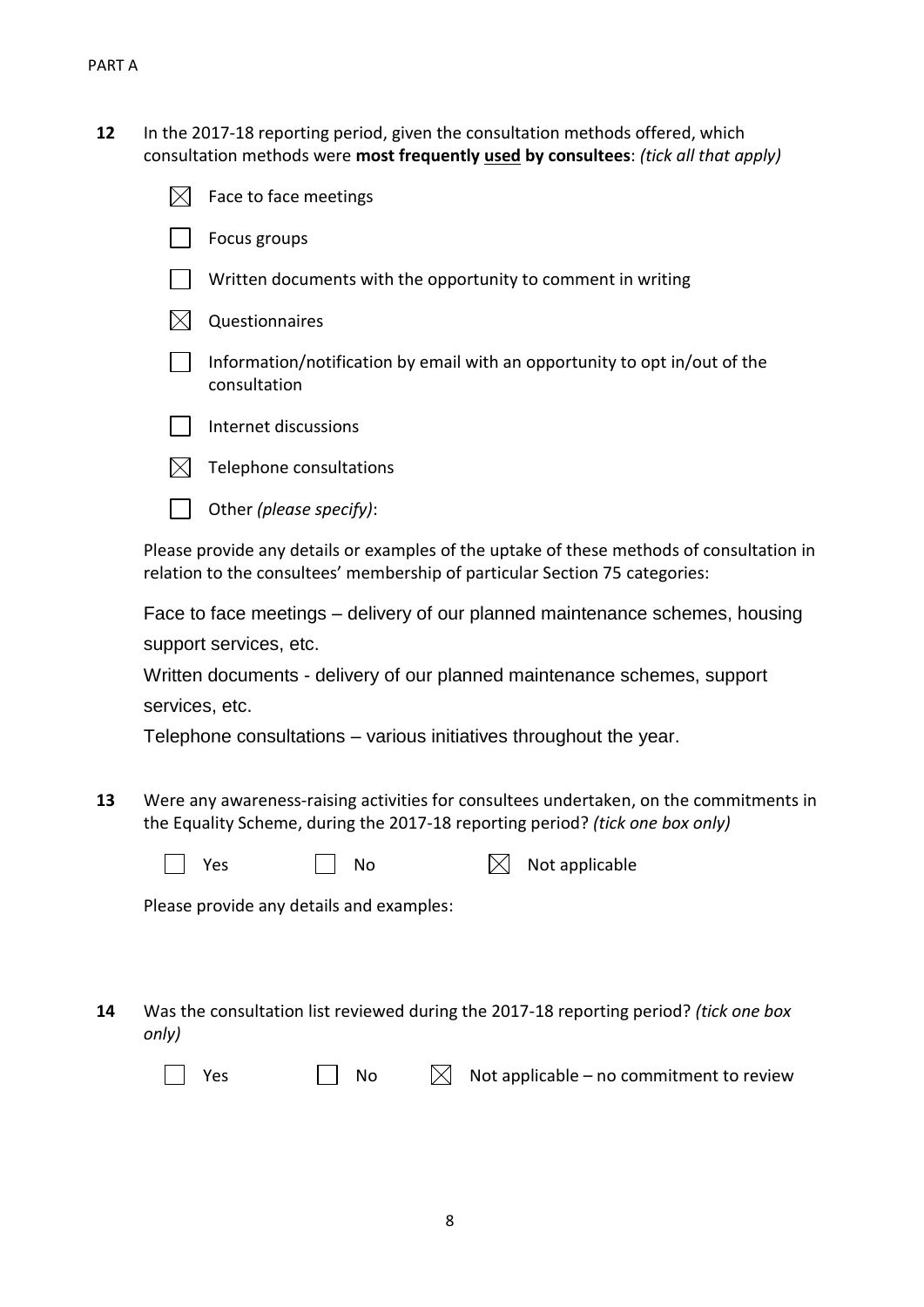PART A

**12** In the 2017-18 reporting period, given the consultation methods offered, which consultation methods were **most frequently used by consultees**: *(tick all that apply)*

- ☒ Face to face meetings
- ☐ Focus groups
- ☐ Written documents with the opportunity to comment in writing
- ☒ Questionnaires
- ☐ Information/notification by email with an opportunity to opt in/out of the consultation
- ☐ Internet discussions
- ☒ Telephone consultations
- ☐ Other *(please specify)*:

Please provide any details or examples of the uptake of these methods of consultation in relation to the consultees' membership of particular Section 75 categories:

Face to face meetings – delivery of our planned maintenance schemes, housing support services, etc.

Written documents - delivery of our planned maintenance schemes, support services, etc.

Telephone consultations – various initiatives throughout the year.

**13** Were any awareness-raising activities for consultees undertaken, on the commitments in the Equality Scheme, during the 2017-18 reporting period? *(tick one box only)*

☐ Yes ☐ No ☒ Not applicable

Please provide any details and examples:

**14** Was the consultation list reviewed during the 2017-18 reporting period? *(tick one box only)*

☐ Yes ☐ No ☒ Not applicable – no commitment to review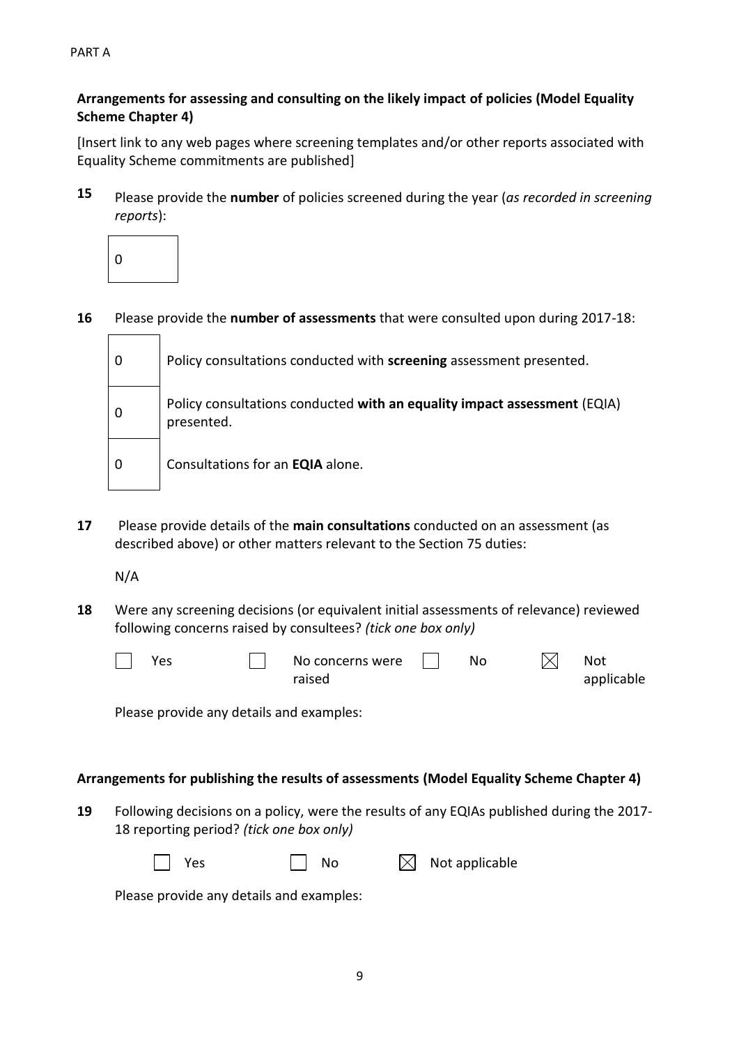PART A

**Arrangements for assessing and consulting on the likely impact of policies (Model Equality Scheme Chapter 4)**

[Insert link to any web pages where screening templates and/or other reports associated with Equality Scheme commitments are published]

**15** Please provide the **number** of policies screened during the year (*as recorded in screening reports*):

| 0 |
|---|

**16** Please provide the **number of assessments** that were consulted upon during 2017-18:

| | |
|---|---|
| 0 | Policy consultations conducted with **screening** assessment presented. |
| 0 | Policy consultations conducted **with an equality impact assessment** (EQIA) presented. |
| 0 | Consultations for an **EQIA** alone. |

**17** Please provide details of the **main consultations** conducted on an assessment (as described above) or other matters relevant to the Section 75 duties:

N/A

**18** Were any screening decisions (or equivalent initial assessments of relevance) reviewed following concerns raised by consultees? *(tick one box only)*

☐ Yes ☐ No concerns were raised ☐ No ☒ Not applicable

Please provide any details and examples:

**Arrangements for publishing the results of assessments (Model Equality Scheme Chapter 4)**

**19** Following decisions on a policy, were the results of any EQIAs published during the 2017-18 reporting period? *(tick one box only)*

☐ Yes ☐ No ☒ Not applicable

Please provide any details and examples: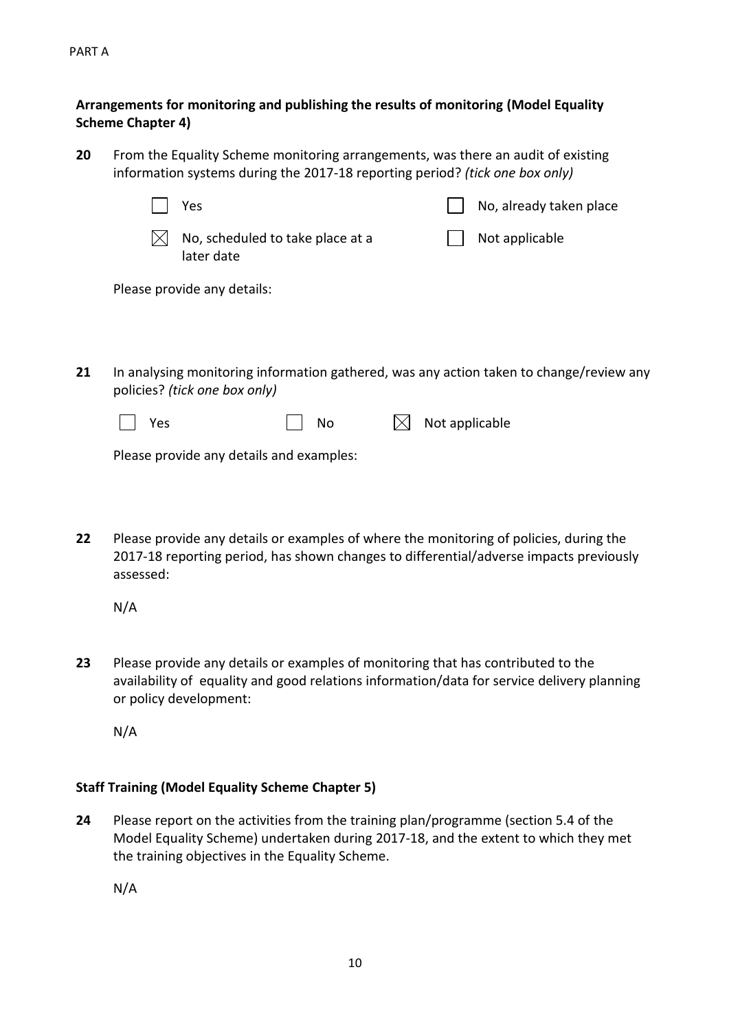PART A

**Arrangements for monitoring and publishing the results of monitoring (Model Equality Scheme Chapter 4)**

**20** From the Equality Scheme monitoring arrangements, was there an audit of existing information systems during the 2017-18 reporting period? *(tick one box only)*

- ☐ Yes
- ☒ No, scheduled to take place at a later date
- ☐ No, already taken place
- ☐ Not applicable

Please provide any details:

**21** In analysing monitoring information gathered, was any action taken to change/review any policies? *(tick one box only)*

- ☐ Yes
- ☐ No
- ☒ Not applicable

Please provide any details and examples:

**22** Please provide any details or examples of where the monitoring of policies, during the 2017-18 reporting period, has shown changes to differential/adverse impacts previously assessed:

N/A

**23** Please provide any details or examples of monitoring that has contributed to the availability of equality and good relations information/data for service delivery planning or policy development:

N/A

**Staff Training (Model Equality Scheme Chapter 5)**

**24** Please report on the activities from the training plan/programme (section 5.4 of the Model Equality Scheme) undertaken during 2017-18, and the extent to which they met the training objectives in the Equality Scheme.

N/A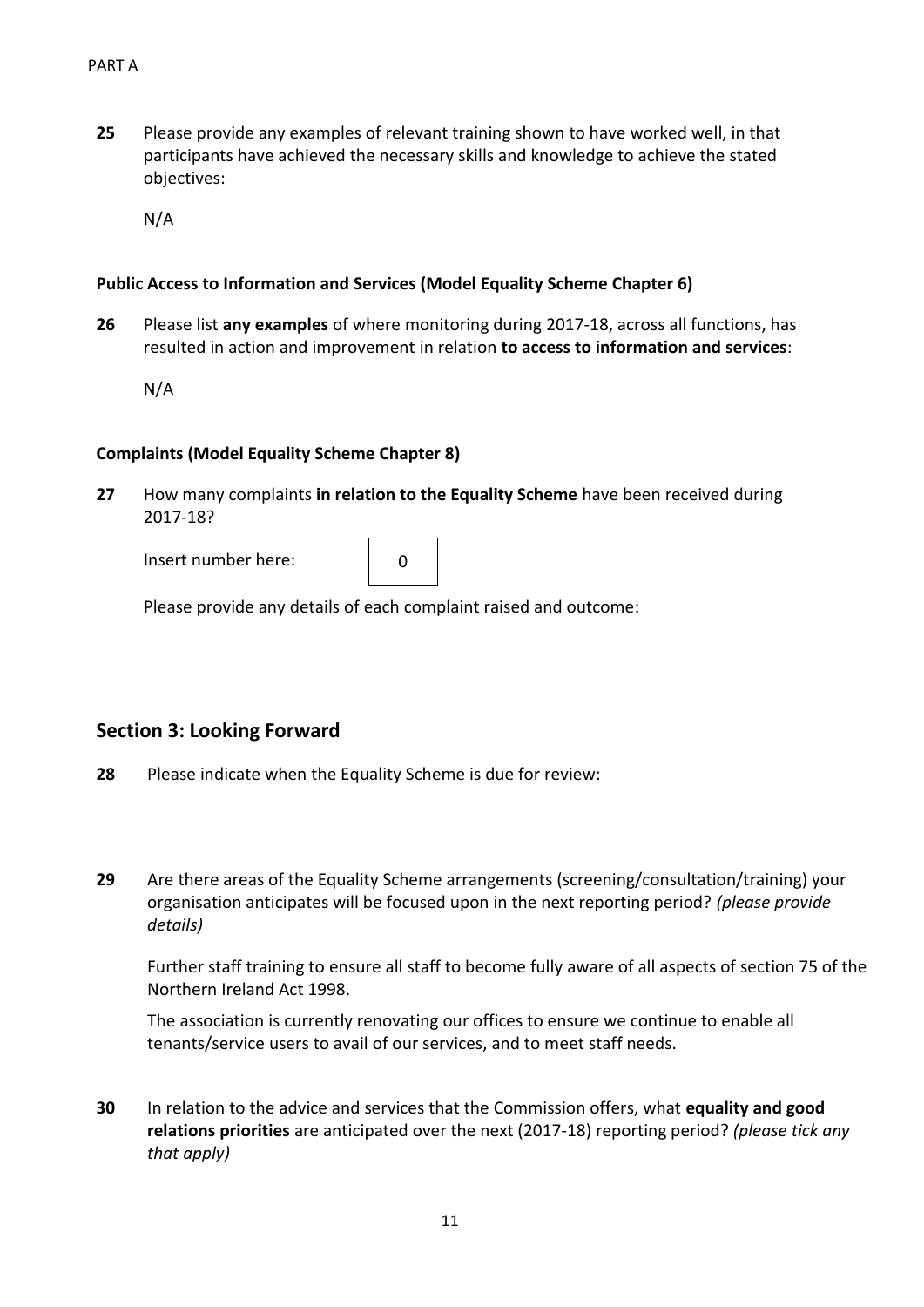**25** Please provide any examples of relevant training shown to have worked well, in that participants have achieved the necessary skills and knowledge to achieve the stated objectives:

N/A

**Public Access to Information and Services (Model Equality Scheme Chapter 6)**

**26** Please list **any examples** of where monitoring during 2017-18, across all functions, has resulted in action and improvement in relation **to access to information and services**:

N/A

**Complaints (Model Equality Scheme Chapter 8)**

**27** How many complaints **in relation to the Equality Scheme** have been received during 2017-18?

Insert number here: 0

Please provide any details of each complaint raised and outcome:

## Section 3: Looking Forward

**28** Please indicate when the Equality Scheme is due for review:

**29** Are there areas of the Equality Scheme arrangements (screening/consultation/training) your organisation anticipates will be focused upon in the next reporting period? *(please provide details)*

Further staff training to ensure all staff to become fully aware of all aspects of section 75 of the Northern Ireland Act 1998.

The association is currently renovating our offices to ensure we continue to enable all tenants/service users to avail of our services, and to meet staff needs.

**30** In relation to the advice and services that the Commission offers, what **equality and good relations priorities** are anticipated over the next (2017-18) reporting period? *(please tick any that apply)*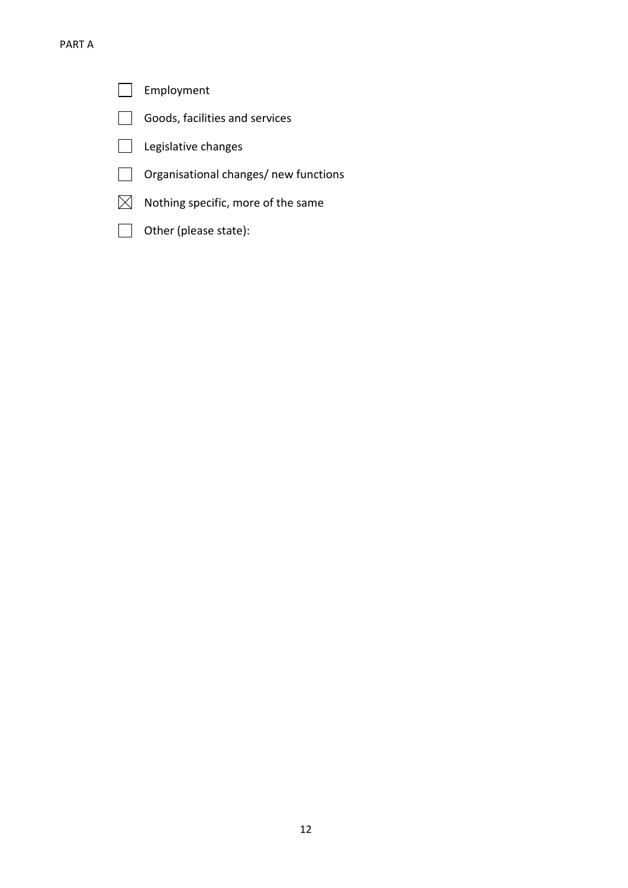- [ ] Employment
- [ ] Goods, facilities and services
- [ ] Legislative changes
- [ ] Organisational changes/ new functions
- [x] Nothing specific, more of the same
- [ ] Other (please state):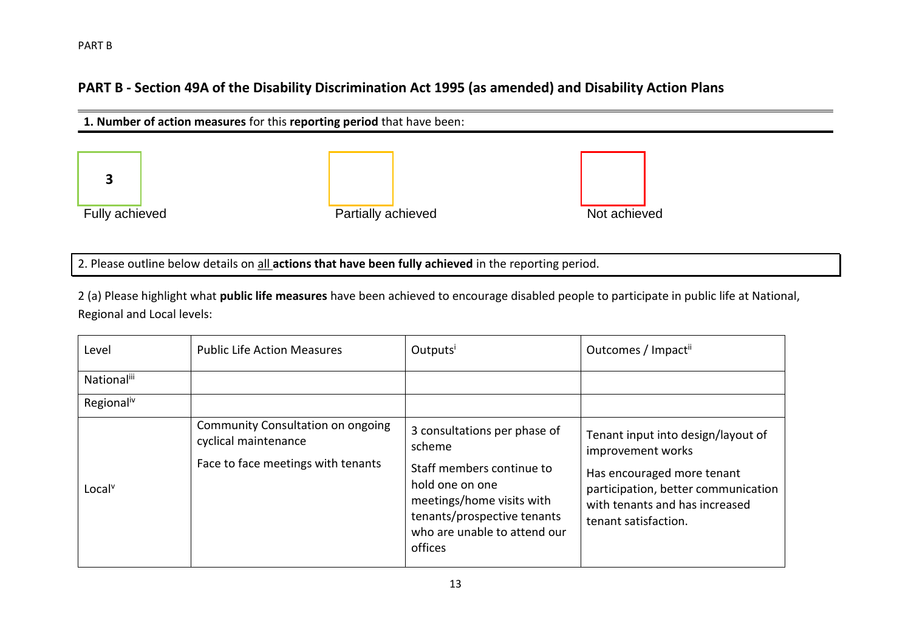## PART B - Section 49A of the Disability Discrimination Act 1995 (as amended) and Disability Action Plans

**1. Number of action measures** for this **reporting period** that have been:

| Fully achieved | Partially achieved | Not achieved |
|---|---|---|
| **3** | | |

2. Please outline below details on all **actions that have been fully achieved** in the reporting period.

2 (a) Please highlight what **public life measures** have been achieved to encourage disabled people to participate in public life at National, Regional and Local levels:

| Level | Public Life Action Measures | Outputs[i] | Outcomes / Impact[ii] |
|---|---|---|---|
| National[iii] | | | |
| Regional[iv] | | | |
| Local[v] | Community Consultation on ongoing cyclical maintenance<br><br>Face to face meetings with tenants | 3 consultations per phase of scheme<br><br>Staff members continue to hold one on one meetings/home visits with tenants/prospective tenants who are unable to attend our offices | Tenant input into design/layout of improvement works<br><br>Has encouraged more tenant participation, better communication with tenants and has increased tenant satisfaction. |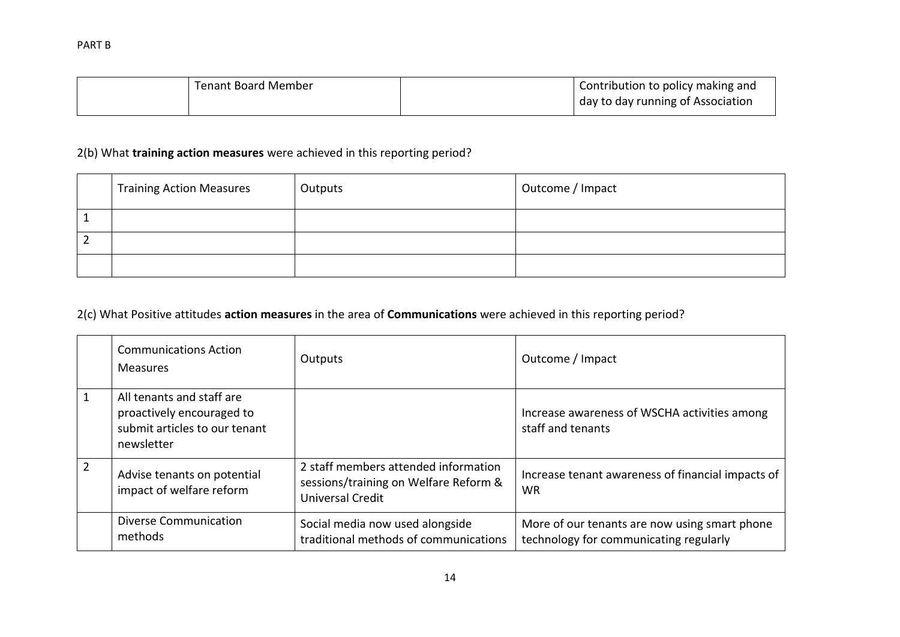PART B

| | Tenant Board Member | | Contribution to policy making and day to day running of Association |
|---|---|---|---|

2(b) What **training action measures** were achieved in this reporting period?

| | Training Action Measures | Outputs | Outcome / Impact |
|---|---|---|---|
| 1 | | | |
| 2 | | | |
| | | | |

2(c) What Positive attitudes **action measures** in the area of **Communications** were achieved in this reporting period?

| | Communications Action Measures | Outputs | Outcome / Impact |
|---|---|---|---|
| 1 | All tenants and staff are proactively encouraged to submit articles to our tenant newsletter | | Increase awareness of WSCHA activities among staff and tenants |
| 2 | Advise tenants on potential impact of welfare reform | 2 staff members attended information sessions/training on Welfare Reform & Universal Credit | Increase tenant awareness of financial impacts of WR |
| | Diverse Communication methods | Social media now used alongside traditional methods of communications | More of our tenants are now using smart phone technology for communicating regularly |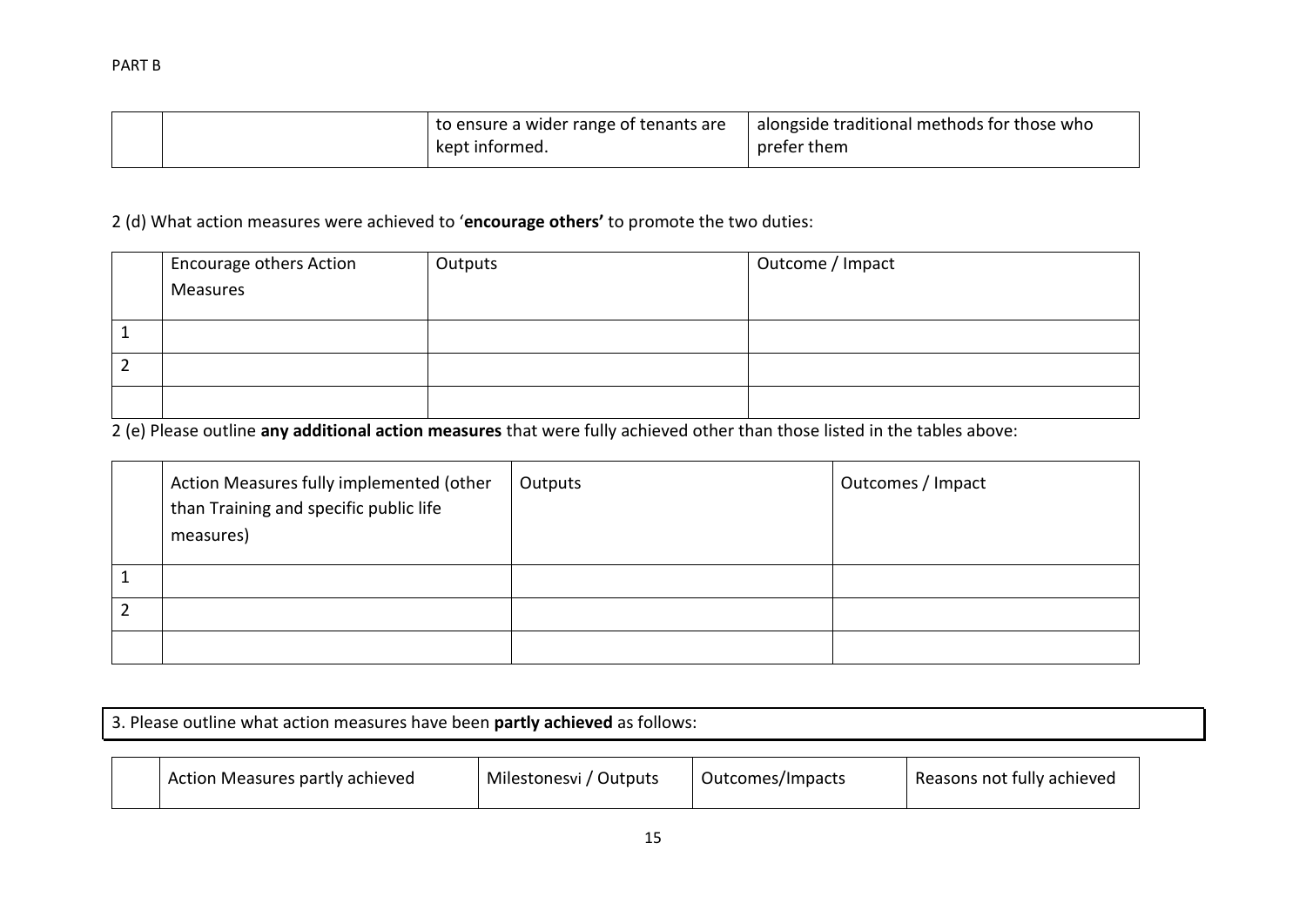PART B

| | | to ensure a wider range of tenants are kept informed. | alongside traditional methods for those who prefer them |
|---|---|---|---|

2 (d) What action measures were achieved to '**encourage others'** to promote the two duties:

| | Encourage others Action Measures | Outputs | Outcome / Impact |
|---|---|---|---|
| 1 | | | |
| 2 | | | |
| | | | |

2 (e) Please outline **any additional action measures** that were fully achieved other than those listed in the tables above:

| | Action Measures fully implemented (other than Training and specific public life measures) | Outputs | Outcomes / Impact |
|---|---|---|---|
| 1 | | | |
| 2 | | | |
| | | | |

3. Please outline what action measures have been **partly achieved** as follows:

| | Action Measures partly achieved | Milestonesvi / Outputs | Outcomes/Impacts | Reasons not fully achieved |
|---|---|---|---|---|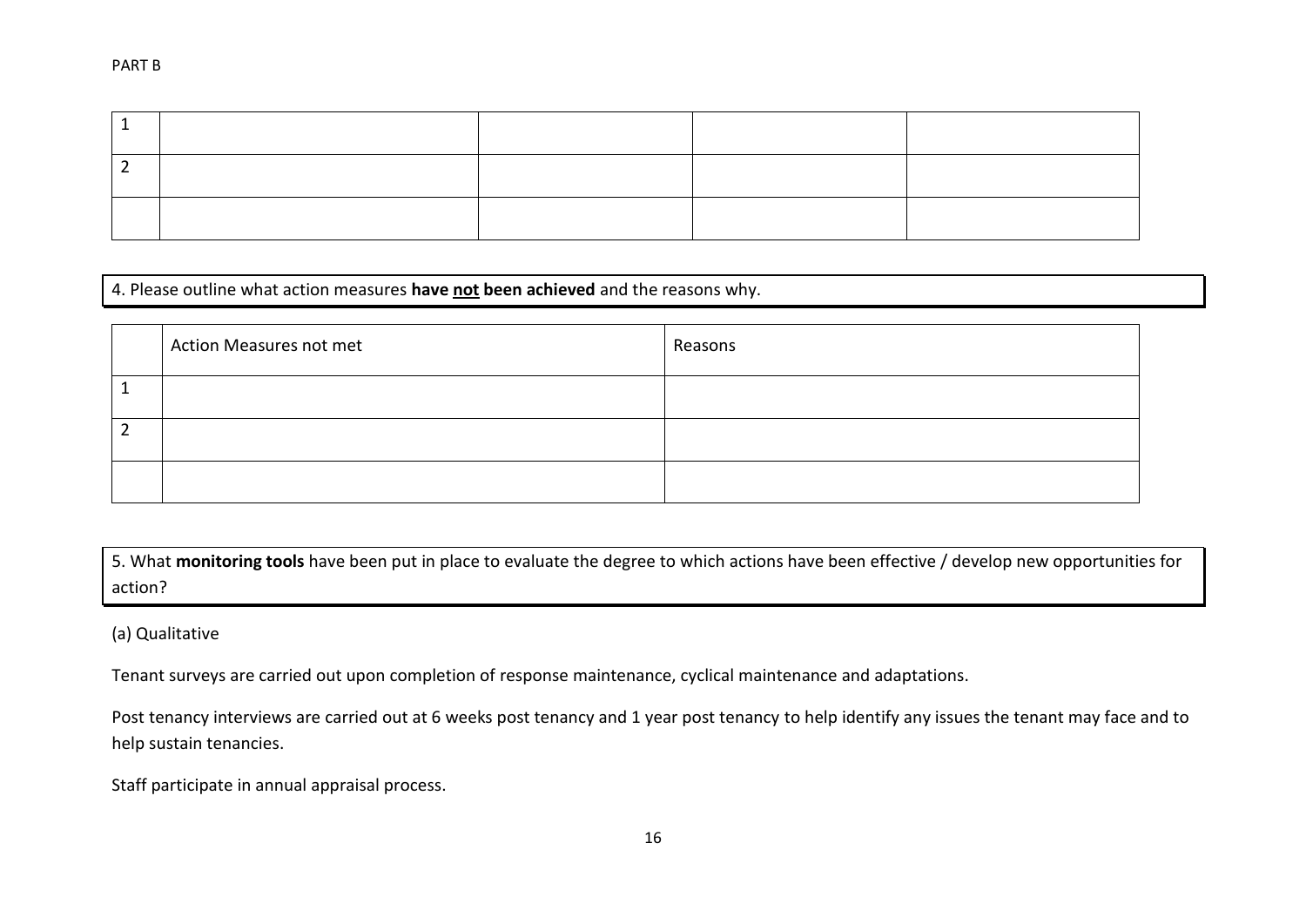PART B

| | | | | |
|---|---|---|---|---|
| 1 | | | | |
| 2 | | | | |
| | | | | |

4. Please outline what action measures **have not been achieved** and the reasons why.

| | Action Measures not met | Reasons |
|---|---|---|
| 1 | | |
| 2 | | |
| | | |

5. What **monitoring tools** have been put in place to evaluate the degree to which actions have been effective / develop new opportunities for action?

(a) Qualitative

Tenant surveys are carried out upon completion of response maintenance, cyclical maintenance and adaptations.

Post tenancy interviews are carried out at 6 weeks post tenancy and 1 year post tenancy to help identify any issues the tenant may face and to help sustain tenancies.

Staff participate in annual appraisal process.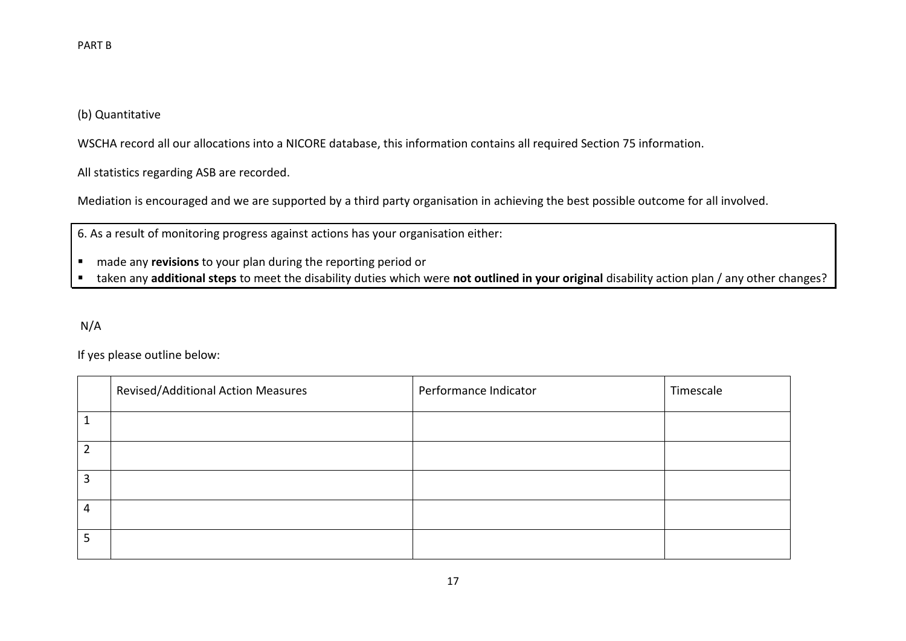PART B

(b) Quantitative

WSCHA record all our allocations into a NICORE database, this information contains all required Section 75 information.

All statistics regarding ASB are recorded.

Mediation is encouraged and we are supported by a third party organisation in achieving the best possible outcome for all involved.

6. As a result of monitoring progress against actions has your organisation either:

- made any **revisions** to your plan during the reporting period or
- taken any **additional steps** to meet the disability duties which were **not outlined in your original** disability action plan / any other changes?

N/A

If yes please outline below:

| | Revised/Additional Action Measures | Performance Indicator | Timescale |
|---|---|---|---|
| 1 | | | |
| 2 | | | |
| 3 | | | |
| 4 | | | |
| 5 | | | |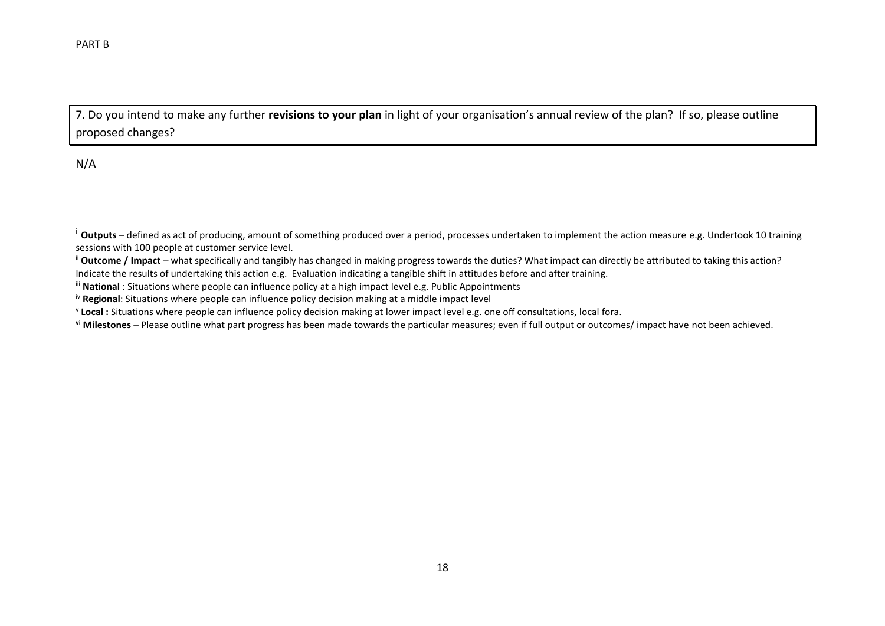PART B

7. Do you intend to make any further **revisions to your plan** in light of your organisation's annual review of the plan? If so, please outline proposed changes?

N/A

---

[i] **Outputs** – defined as act of producing, amount of something produced over a period, processes undertaken to implement the action measure e.g. Undertook 10 training sessions with 100 people at customer service level.

[ii] **Outcome / Impact** – what specifically and tangibly has changed in making progress towards the duties? What impact can directly be attributed to taking this action? Indicate the results of undertaking this action e.g. Evaluation indicating a tangible shift in attitudes before and after training.

[iii] **National** : Situations where people can influence policy at a high impact level e.g. Public Appointments

[iv] **Regional**: Situations where people can influence policy decision making at a middle impact level

[v] **Local :** Situations where people can influence policy decision making at lower impact level e.g. one off consultations, local fora.

[vi] **Milestones** – Please outline what part progress has been made towards the particular measures; even if full output or outcomes/ impact have not been achieved.